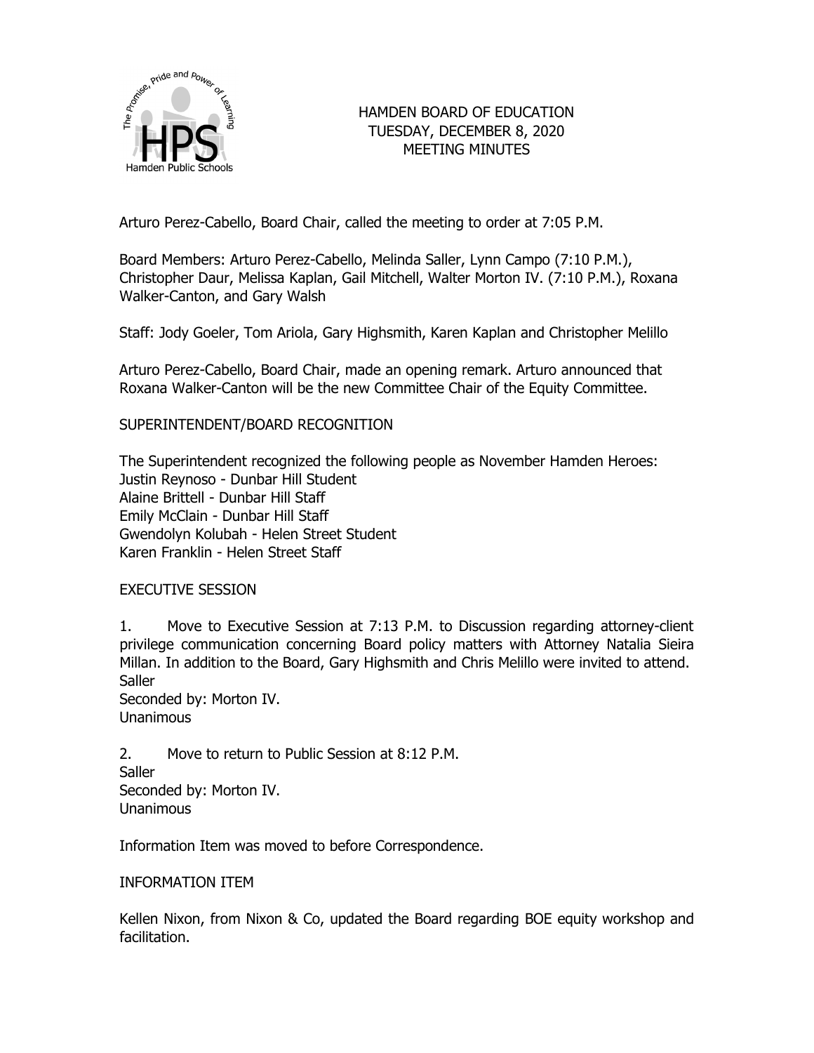# HAMDEN BOARD OF EDUCATION
## TUESDAY, DECEMBER 8, 2020
## MEETING MINUTES

Arturo Perez-Cabello, Board Chair, called the meeting to order at 7:05 P.M.

Board Members: Arturo Perez-Cabello, Melinda Saller, Lynn Campo (7:10 P.M.), Christopher Daur, Melissa Kaplan, Gail Mitchell, Walter Morton IV. (7:10 P.M.), Roxana Walker-Canton, and Gary Walsh

Staff: Jody Goeler, Tom Ariola, Gary Highsmith, Karen Kaplan and Christopher Melillo

Arturo Perez-Cabello, Board Chair, made an opening remark. Arturo announced that Roxana Walker-Canton will be the new Committee Chair of the Equity Committee.

SUPERINTENDENT/BOARD RECOGNITION

The Superintendent recognized the following people as November Hamden Heroes:
Justin Reynoso - Dunbar Hill Student
Alaine Brittell - Dunbar Hill Staff
Emily McClain - Dunbar Hill Staff
Gwendolyn Kolubah - Helen Street Student
Karen Franklin - Helen Street Staff

EXECUTIVE SESSION

1. Move to Executive Session at 7:13 P.M. to Discussion regarding attorney-client privilege communication concerning Board policy matters with Attorney Natalia Sieira Millan. In addition to the Board, Gary Highsmith and Chris Melillo were invited to attend.
Saller
Seconded by: Morton IV.
Unanimous

2. Move to return to Public Session at 8:12 P.M.
Saller
Seconded by: Morton IV.
Unanimous

Information Item was moved to before Correspondence.

INFORMATION ITEM

Kellen Nixon, from Nixon & Co, updated the Board regarding BOE equity workshop and facilitation.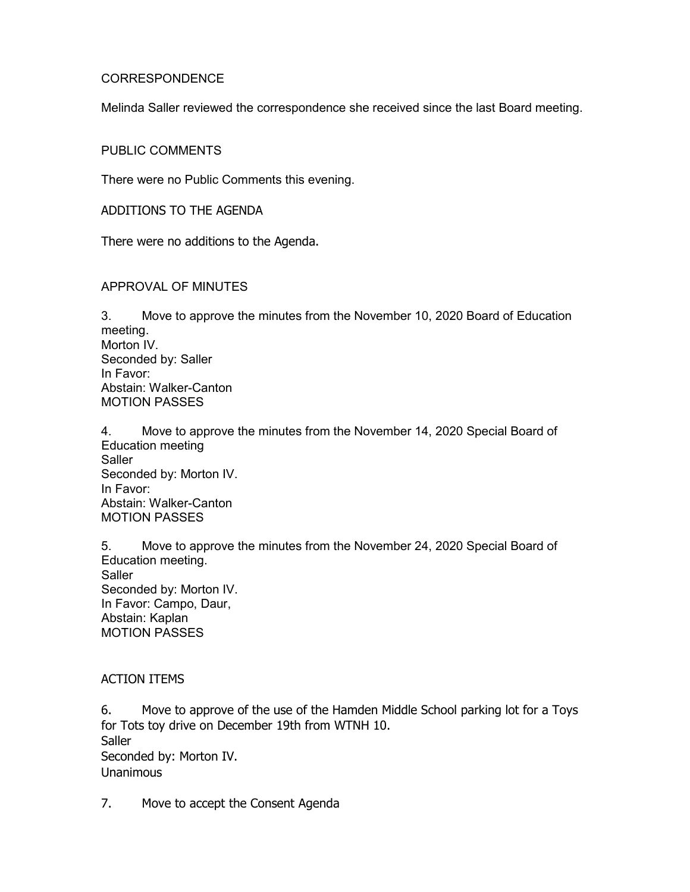## CORRESPONDENCE

Melinda Saller reviewed the correspondence she received since the last Board meeting.

## PUBLIC COMMENTS

There were no Public Comments this evening.

## ADDITIONS TO THE AGENDA

There were no additions to the Agenda.

## APPROVAL OF MINUTES

3. Move to approve the minutes from the November 10, 2020 Board of Education meeting.
Morton IV.
Seconded by: Saller
In Favor:
Abstain: Walker-Canton
MOTION PASSES

4. Move to approve the minutes from the November 14, 2020 Special Board of Education meeting
Saller
Seconded by: Morton IV.
In Favor:
Abstain: Walker-Canton
MOTION PASSES

5. Move to approve the minutes from the November 24, 2020 Special Board of Education meeting.
Saller
Seconded by: Morton IV.
In Favor: Campo, Daur,
Abstain: Kaplan
MOTION PASSES

## ACTION ITEMS

6. Move to approve of the use of the Hamden Middle School parking lot for a Toys for Tots toy drive on December 19th from WTNH 10.
Saller
Seconded by: Morton IV.
Unanimous

7. Move to accept the Consent Agenda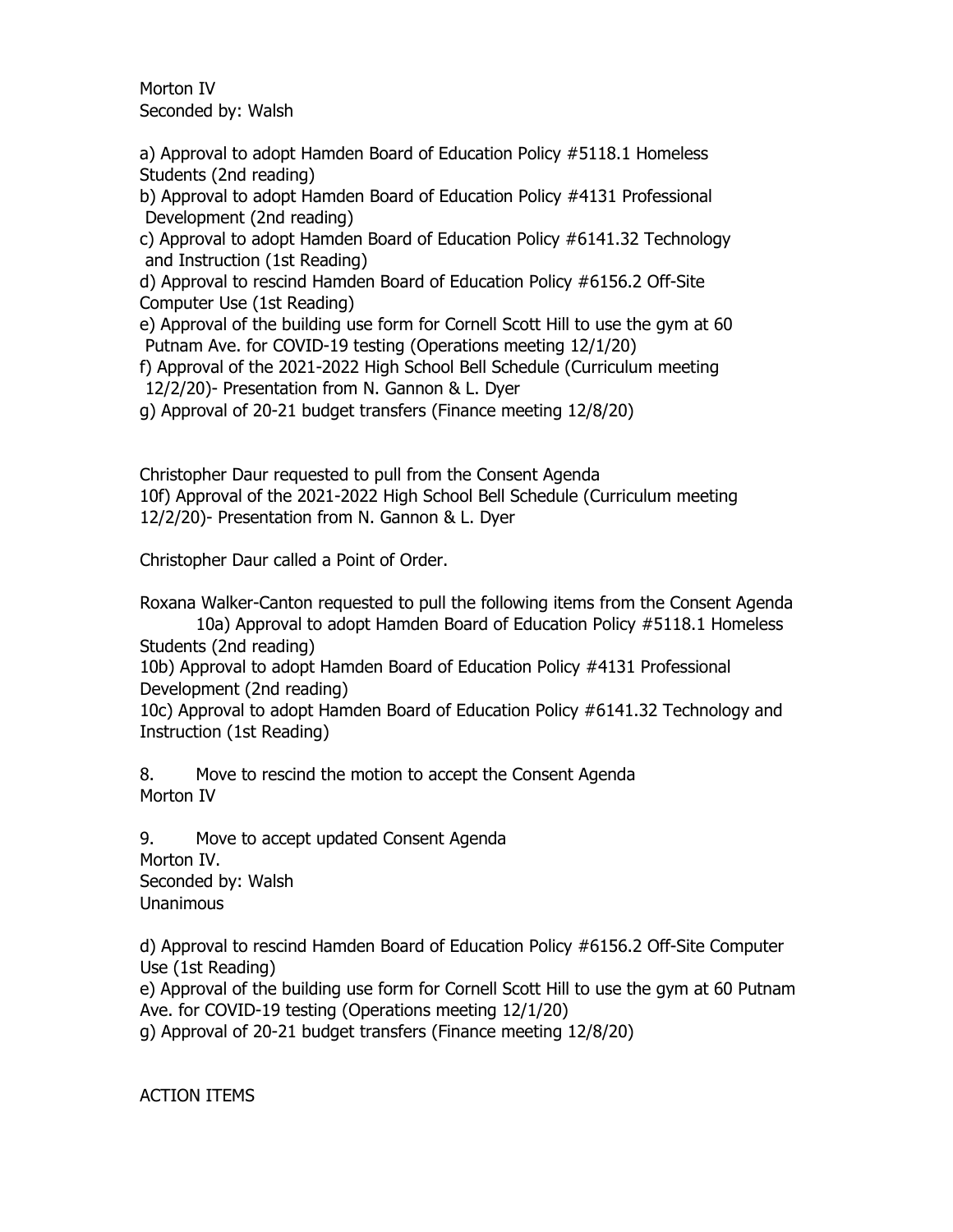Morton IV
Seconded by: Walsh

a) Approval to adopt Hamden Board of Education Policy #5118.1 Homeless Students (2nd reading)
b) Approval to adopt Hamden Board of Education Policy #4131 Professional Development (2nd reading)
c) Approval to adopt Hamden Board of Education Policy #6141.32 Technology and Instruction (1st Reading)
d) Approval to rescind Hamden Board of Education Policy #6156.2 Off-Site Computer Use (1st Reading)
e) Approval of the building use form for Cornell Scott Hill to use the gym at 60 Putnam Ave. for COVID-19 testing (Operations meeting 12/1/20)
f) Approval of the 2021-2022 High School Bell Schedule (Curriculum meeting 12/2/20)- Presentation from N. Gannon & L. Dyer
g) Approval of 20-21 budget transfers (Finance meeting 12/8/20)

Christopher Daur requested to pull from the Consent Agenda
10f) Approval of the 2021-2022 High School Bell Schedule (Curriculum meeting 12/2/20)- Presentation from N. Gannon & L. Dyer

Christopher Daur called a Point of Order.

Roxana Walker-Canton requested to pull the following items from the Consent Agenda
10a) Approval to adopt Hamden Board of Education Policy #5118.1 Homeless Students (2nd reading)
10b) Approval to adopt Hamden Board of Education Policy #4131 Professional Development (2nd reading)
10c) Approval to adopt Hamden Board of Education Policy #6141.32 Technology and Instruction (1st Reading)

8. Move to rescind the motion to accept the Consent Agenda
Morton IV

9. Move to accept updated Consent Agenda
Morton IV.
Seconded by: Walsh
Unanimous

d) Approval to rescind Hamden Board of Education Policy #6156.2 Off-Site Computer Use (1st Reading)
e) Approval of the building use form for Cornell Scott Hill to use the gym at 60 Putnam Ave. for COVID-19 testing (Operations meeting 12/1/20)
g) Approval of 20-21 budget transfers (Finance meeting 12/8/20)

ACTION ITEMS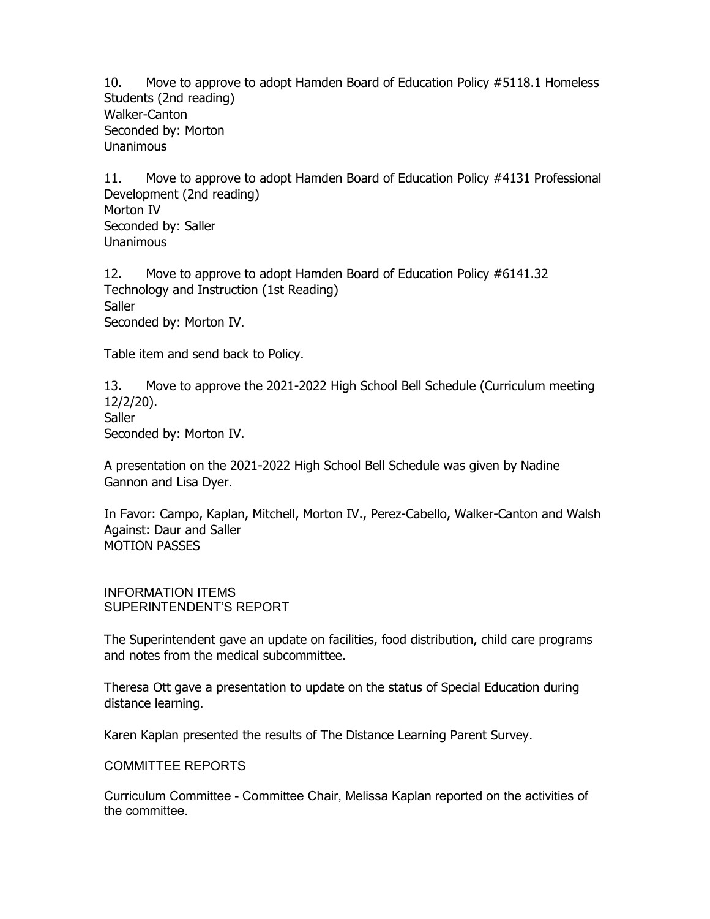10. Move to approve to adopt Hamden Board of Education Policy #5118.1 Homeless Students (2nd reading)
Walker-Canton
Seconded by: Morton
Unanimous

11. Move to approve to adopt Hamden Board of Education Policy #4131 Professional Development (2nd reading)
Morton IV
Seconded by: Saller
Unanimous

12. Move to approve to adopt Hamden Board of Education Policy #6141.32 Technology and Instruction (1st Reading)
Saller
Seconded by: Morton IV.

Table item and send back to Policy.

13. Move to approve the 2021-2022 High School Bell Schedule (Curriculum meeting 12/2/20).
Saller
Seconded by: Morton IV.

A presentation on the 2021-2022 High School Bell Schedule was given by Nadine Gannon and Lisa Dyer.

In Favor: Campo, Kaplan, Mitchell, Morton IV., Perez-Cabello, Walker-Canton and Walsh
Against: Daur and Saller
MOTION PASSES

INFORMATION ITEMS
SUPERINTENDENT'S REPORT

The Superintendent gave an update on facilities, food distribution, child care programs and notes from the medical subcommittee.

Theresa Ott gave a presentation to update on the status of Special Education during distance learning.

Karen Kaplan presented the results of The Distance Learning Parent Survey.

COMMITTEE REPORTS

Curriculum Committee - Committee Chair, Melissa Kaplan reported on the activities of the committee.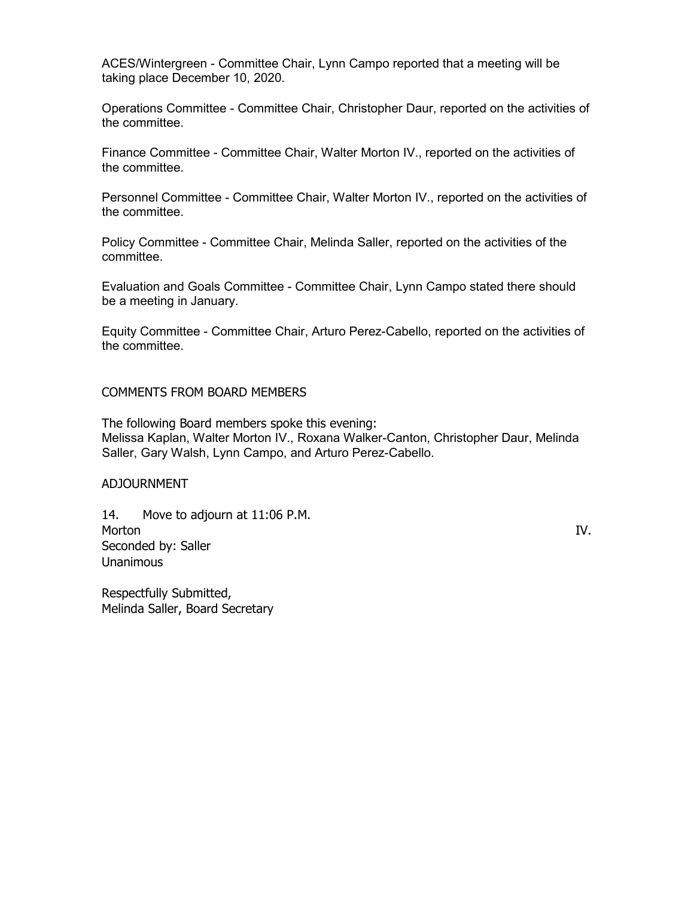ACES/Wintergreen - Committee Chair, Lynn Campo reported that a meeting will be taking place December 10, 2020.

Operations Committee - Committee Chair, Christopher Daur, reported on the activities of the committee.

Finance Committee - Committee Chair, Walter Morton IV., reported on the activities of the committee.

Personnel Committee - Committee Chair, Walter Morton IV., reported on the activities of the committee.

Policy Committee - Committee Chair, Melinda Saller, reported on the activities of the committee.

Evaluation and Goals Committee - Committee Chair, Lynn Campo stated there should be a meeting in January.

Equity Committee - Committee Chair, Arturo Perez-Cabello, reported on the activities of the committee.

## COMMENTS FROM BOARD MEMBERS

The following Board members spoke this evening:
Melissa Kaplan, Walter Morton IV., Roxana Walker-Canton, Christopher Daur, Melinda Saller, Gary Walsh, Lynn Campo, and Arturo Perez-Cabello.

## ADJOURNMENT

14. Move to adjourn at 11:06 P.M.
Morton IV.
Seconded by: Saller
Unanimous

Respectfully Submitted,
Melinda Saller, Board Secretary